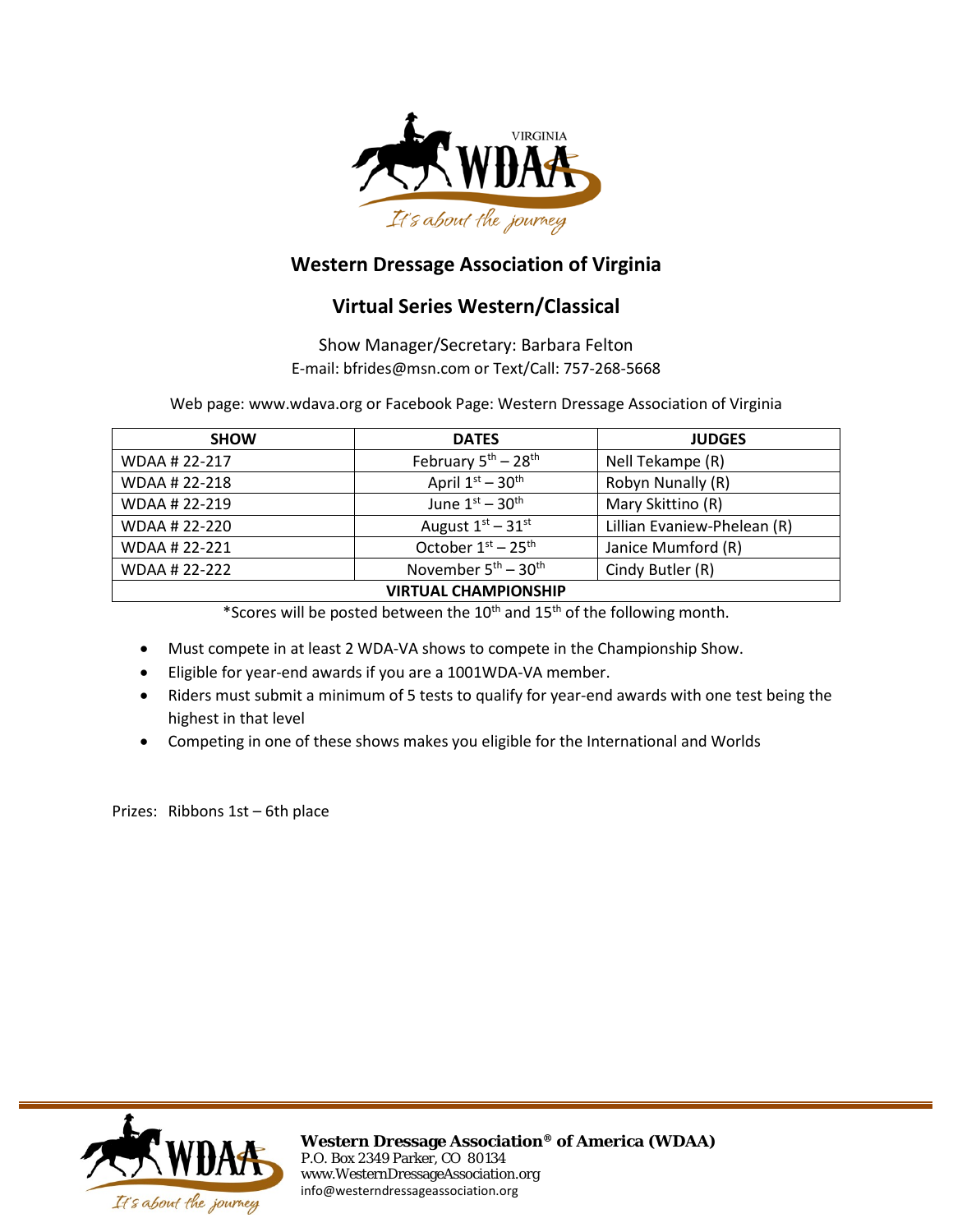VIRGINIA WDAA

It's about the journey

## Western Dressage Association of Virginia

## Virtual Series Western/Classical

Show Manager/Secretary: Barbara Felton
E-mail: bfrides@msn.com or Text/Call: 757-268-5668

Web page: www.wdava.org or Facebook Page: Western Dressage Association of Virginia

| SHOW | DATES | JUDGES |
|---|---|---|
| WDAA # 22-217 | February 5th – 28th | Nell Tekampe (R) |
| WDAA # 22-218 | April 1st – 30th | Robyn Nunally (R) |
| WDAA # 22-219 | June 1st – 30th | Mary Skittino (R) |
| WDAA # 22-220 | August 1st – 31st | Lillian Evaniew-Phelean (R) |
| WDAA # 22-221 | October 1st – 25th | Janice Mumford (R) |
| WDAA # 22-222 | November 5th – 30th | Cindy Butler (R) |
| **VIRTUAL CHAMPIONSHIP** | | |

*Scores will be posted between the 10th and 15th of the following month.

- Must compete in at least 2 WDA-VA shows to compete in the Championship Show.
- Eligible for year-end awards if you are a 1001WDA-VA member.
- Riders must submit a minimum of 5 tests to qualify for year-end awards with one test being the highest in that level
- Competing in one of these shows makes you eligible for the International and Worlds

Prizes: Ribbons 1st – 6th place

**Western Dressage Association® of America (WDAA)**
P.O. Box 2349 Parker, CO 80134
www.WesternDressageAssociation.org
info@westerndressageassociation.org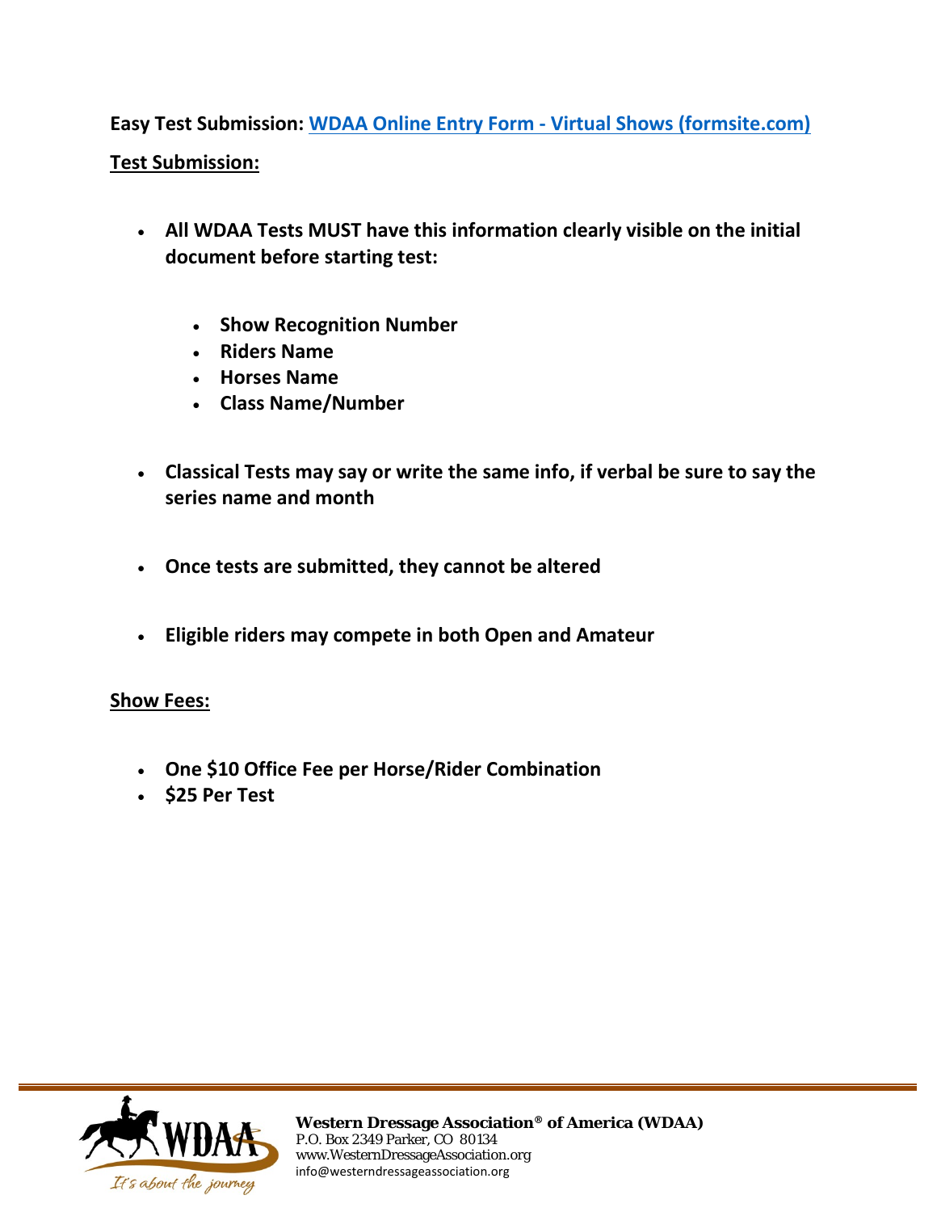**Easy Test Submission: WDAA Online Entry Form - Virtual Shows (formsite.com)**

**Test Submission:**

- **All WDAA Tests MUST have this information clearly visible on the initial document before starting test:**
    - **Show Recognition Number**
    - **Riders Name**
    - **Horses Name**
    - **Class Name/Number**
- **Classical Tests may say or write the same info, if verbal be sure to say the series name and month**
- **Once tests are submitted, they cannot be altered**
- **Eligible riders may compete in both Open and Amateur**

**Show Fees:**

- **One $10 Office Fee per Horse/Rider Combination**
- **$25 Per Test**

**Western Dressage Association® of America (WDAA)**
P.O. Box 2349 Parker, CO 80134
www.WesternDressageAssociation.org
info@westerndressageassociation.org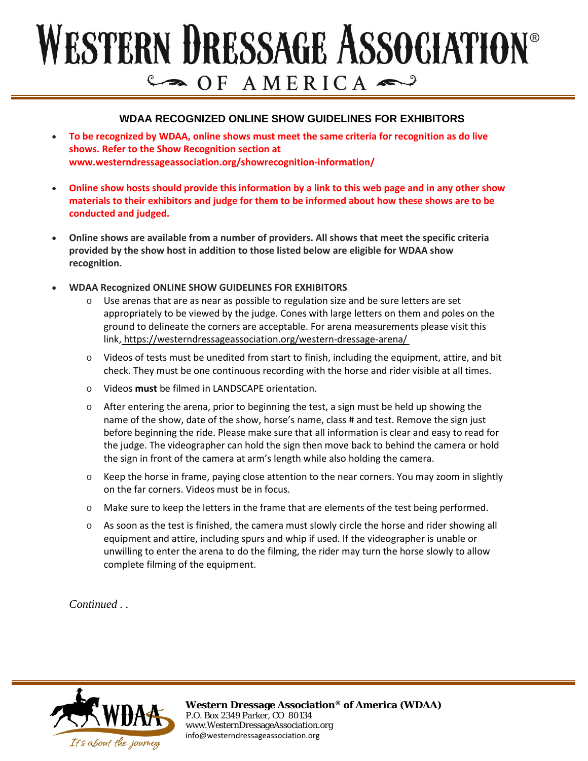# WESTERN DRESSAGE ASSOCIATION® OF AMERICA

### WDAA RECOGNIZED ONLINE SHOW GUIDELINES FOR EXHIBITORS

- **To be recognized by WDAA, online shows must meet the same criteria for recognition as do live shows. Refer to the Show Recognition section at www.westerndressageassociation.org/showrecognition-information/**

- **Online show hosts should provide this information by a link to this web page and in any other show materials to their exhibitors and judge for them to be informed about how these shows are to be conducted and judged.**

- **Online shows are available from a number of providers. All shows that meet the specific criteria provided by the show host in addition to those listed below are eligible for WDAA show recognition.**

- **WDAA Recognized ONLINE SHOW GUIDELINES FOR EXHIBITORS**
  - Use arenas that are as near as possible to regulation size and be sure letters are set appropriately to be viewed by the judge. Cones with large letters on them and poles on the ground to delineate the corners are acceptable. For arena measurements please visit this link, https://westerndressageassociation.org/western-dressage-arena/
  - Videos of tests must be unedited from start to finish, including the equipment, attire, and bit check. They must be one continuous recording with the horse and rider visible at all times.
  - Videos **must** be filmed in LANDSCAPE orientation.
  - After entering the arena, prior to beginning the test, a sign must be held up showing the name of the show, date of the show, horse's name, class # and test. Remove the sign just before beginning the ride. Please make sure that all information is clear and easy to read for the judge. The videographer can hold the sign then move back to behind the camera or hold the sign in front of the camera at arm's length while also holding the camera.
  - Keep the horse in frame, paying close attention to the near corners. You may zoom in slightly on the far corners. Videos must be in focus.
  - Make sure to keep the letters in the frame that are elements of the test being performed.
  - As soon as the test is finished, the camera must slowly circle the horse and rider showing all equipment and attire, including spurs and whip if used. If the videographer is unable or unwilling to enter the arena to do the filming, the rider may turn the horse slowly to allow complete filming of the equipment.

*Continued . .*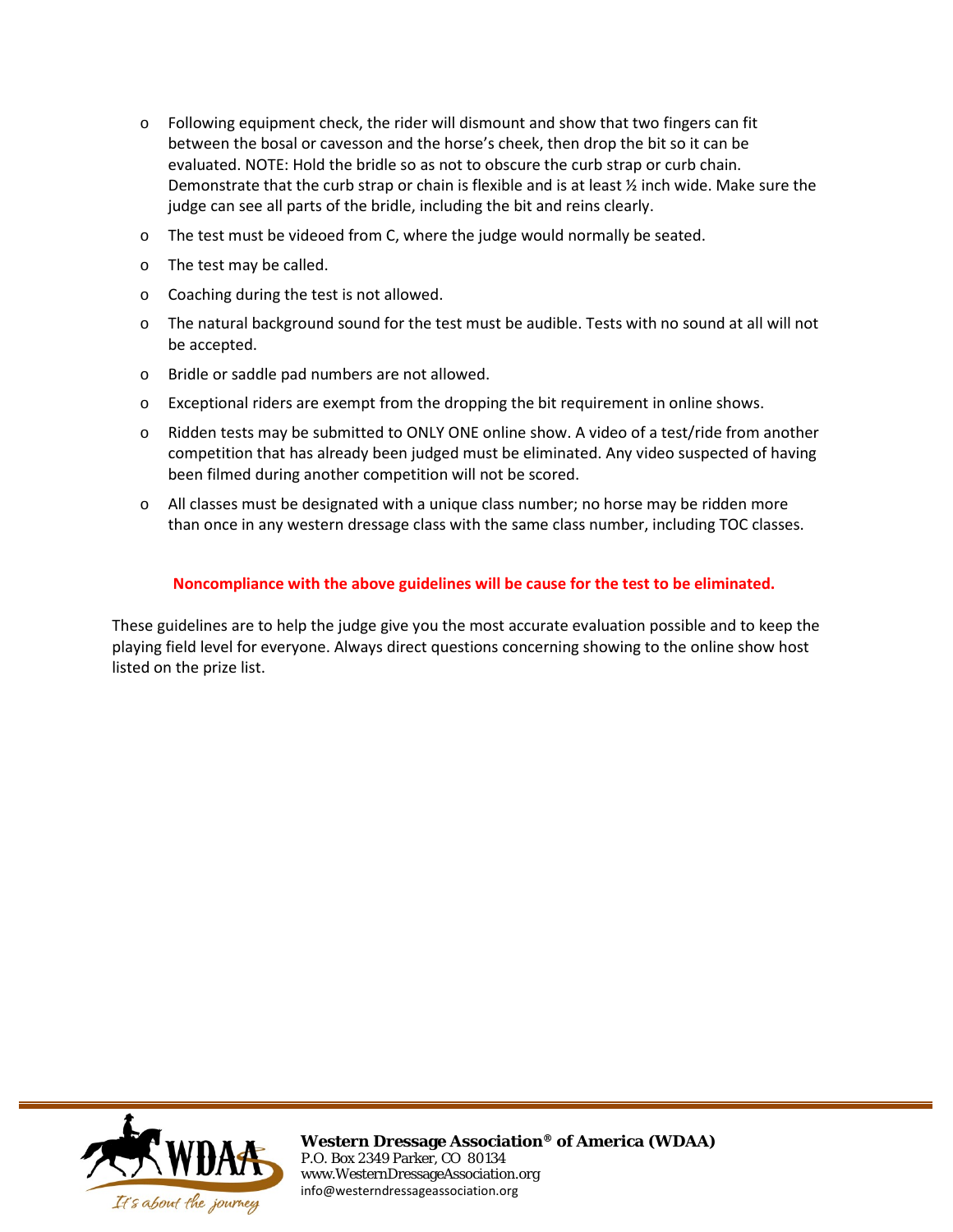- Following equipment check, the rider will dismount and show that two fingers can fit between the bosal or cavesson and the horse's cheek, then drop the bit so it can be evaluated. NOTE: Hold the bridle so as not to obscure the curb strap or curb chain. Demonstrate that the curb strap or chain is flexible and is at least ½ inch wide. Make sure the judge can see all parts of the bridle, including the bit and reins clearly.
- The test must be videoed from C, where the judge would normally be seated.
- The test may be called.
- Coaching during the test is not allowed.
- The natural background sound for the test must be audible. Tests with no sound at all will not be accepted.
- Bridle or saddle pad numbers are not allowed.
- Exceptional riders are exempt from the dropping the bit requirement in online shows.
- Ridden tests may be submitted to ONLY ONE online show. A video of a test/ride from another competition that has already been judged must be eliminated. Any video suspected of having been filmed during another competition will not be scored.
- All classes must be designated with a unique class number; no horse may be ridden more than once in any western dressage class with the same class number, including TOC classes.

**Noncompliance with the above guidelines will be cause for the test to be eliminated.**

These guidelines are to help the judge give you the most accurate evaluation possible and to keep the playing field level for everyone. Always direct questions concerning showing to the online show host listed on the prize list.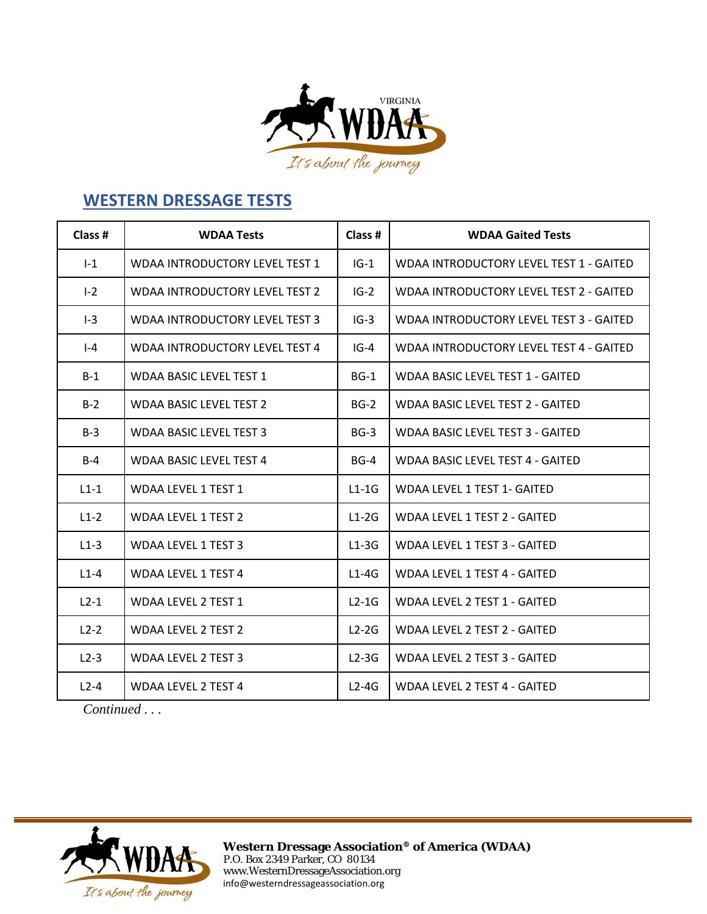## WESTERN DRESSAGE TESTS

| Class # | WDAA Tests | Class # | WDAA Gaited Tests |
|---|---|---|---|
| I-1 | WDAA INTRODUCTORY LEVEL TEST 1 | IG-1 | WDAA INTRODUCTORY LEVEL TEST 1 - GAITED |
| I-2 | WDAA INTRODUCTORY LEVEL TEST 2 | IG-2 | WDAA INTRODUCTORY LEVEL TEST 2 - GAITED |
| I-3 | WDAA INTRODUCTORY LEVEL TEST 3 | IG-3 | WDAA INTRODUCTORY LEVEL TEST 3 - GAITED |
| I-4 | WDAA INTRODUCTORY LEVEL TEST 4 | IG-4 | WDAA INTRODUCTORY LEVEL TEST 4 - GAITED |
| B-1 | WDAA BASIC LEVEL TEST 1 | BG-1 | WDAA BASIC LEVEL TEST 1 - GAITED |
| B-2 | WDAA BASIC LEVEL TEST 2 | BG-2 | WDAA BASIC LEVEL TEST 2 - GAITED |
| B-3 | WDAA BASIC LEVEL TEST 3 | BG-3 | WDAA BASIC LEVEL TEST 3 - GAITED |
| B-4 | WDAA BASIC LEVEL TEST 4 | BG-4 | WDAA BASIC LEVEL TEST 4 - GAITED |
| L1-1 | WDAA LEVEL 1 TEST 1 | L1-1G | WDAA LEVEL 1 TEST 1- GAITED |
| L1-2 | WDAA LEVEL 1 TEST 2 | L1-2G | WDAA LEVEL 1 TEST 2 - GAITED |
| L1-3 | WDAA LEVEL 1 TEST 3 | L1-3G | WDAA LEVEL 1 TEST 3 - GAITED |
| L1-4 | WDAA LEVEL 1 TEST 4 | L1-4G | WDAA LEVEL 1 TEST 4 - GAITED |
| L2-1 | WDAA LEVEL 2 TEST 1 | L2-1G | WDAA LEVEL 2 TEST 1 - GAITED |
| L2-2 | WDAA LEVEL 2 TEST 2 | L2-2G | WDAA LEVEL 2 TEST 2 - GAITED |
| L2-3 | WDAA LEVEL 2 TEST 3 | L2-3G | WDAA LEVEL 2 TEST 3 - GAITED |
| L2-4 | WDAA LEVEL 2 TEST 4 | L2-4G | WDAA LEVEL 2 TEST 4 - GAITED |

*Continued . . .*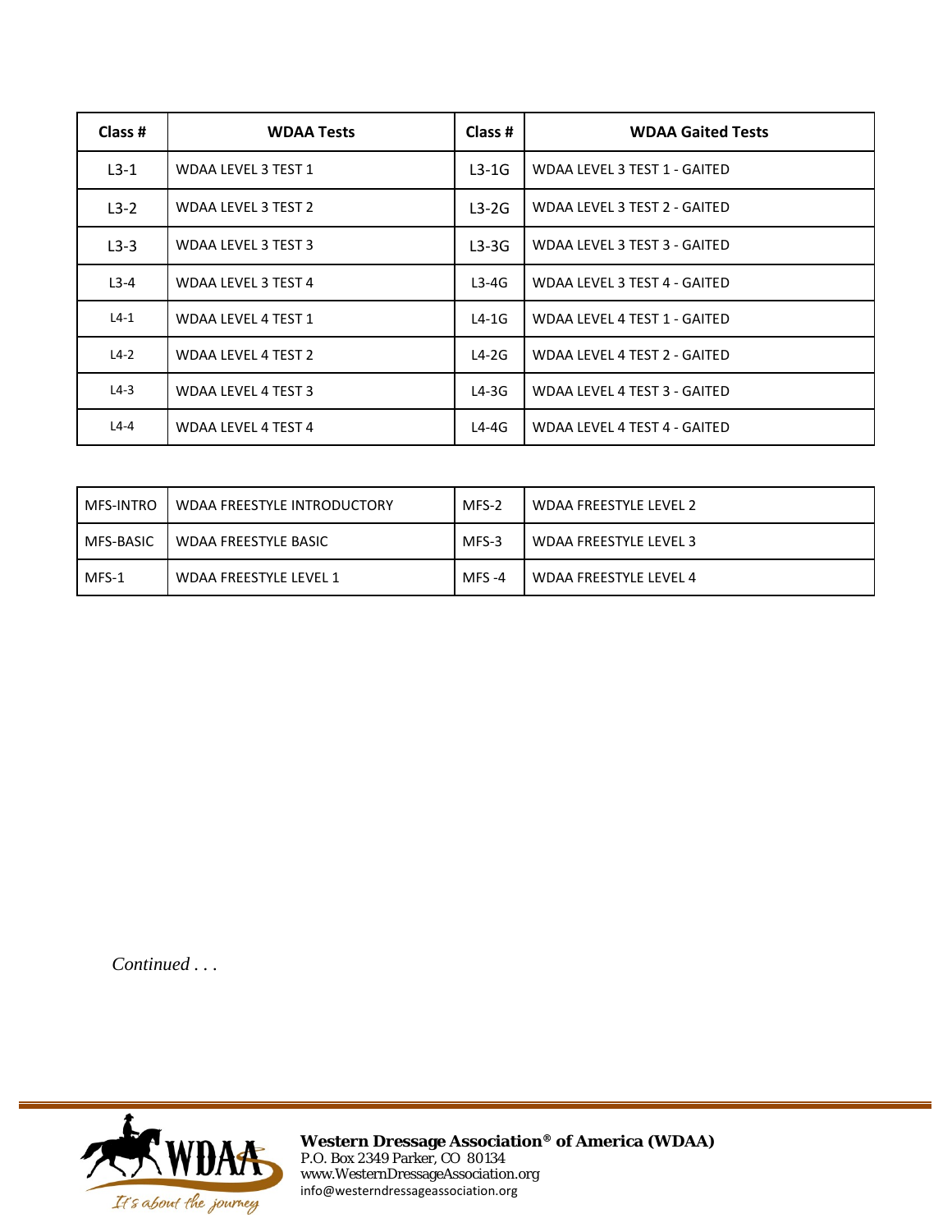| Class # | WDAA Tests | Class # | WDAA Gaited Tests |
|---|---|---|---|
| L3-1 | WDAA LEVEL 3 TEST 1 | L3-1G | WDAA LEVEL 3 TEST 1 - GAITED |
| L3-2 | WDAA LEVEL 3 TEST 2 | L3-2G | WDAA LEVEL 3 TEST 2 - GAITED |
| L3-3 | WDAA LEVEL 3 TEST 3 | L3-3G | WDAA LEVEL 3 TEST 3 - GAITED |
| L3-4 | WDAA LEVEL 3 TEST 4 | L3-4G | WDAA LEVEL 3 TEST 4 - GAITED |
| L4-1 | WDAA LEVEL 4 TEST 1 | L4-1G | WDAA LEVEL 4 TEST 1 - GAITED |
| L4-2 | WDAA LEVEL 4 TEST 2 | L4-2G | WDAA LEVEL 4 TEST 2 - GAITED |
| L4-3 | WDAA LEVEL 4 TEST 3 | L4-3G | WDAA LEVEL 4 TEST 3 - GAITED |
| L4-4 | WDAA LEVEL 4 TEST 4 | L4-4G | WDAA LEVEL 4 TEST 4 - GAITED |

| | | | |
|---|---|---|---|
| MFS-INTRO | WDAA FREESTYLE INTRODUCTORY | MFS-2 | WDAA FREESTYLE LEVEL 2 |
| MFS-BASIC | WDAA FREESTYLE BASIC | MFS-3 | WDAA FREESTYLE LEVEL 3 |
| MFS-1 | WDAA FREESTYLE LEVEL 1 | MFS -4 | WDAA FREESTYLE LEVEL 4 |

*Continued . . .*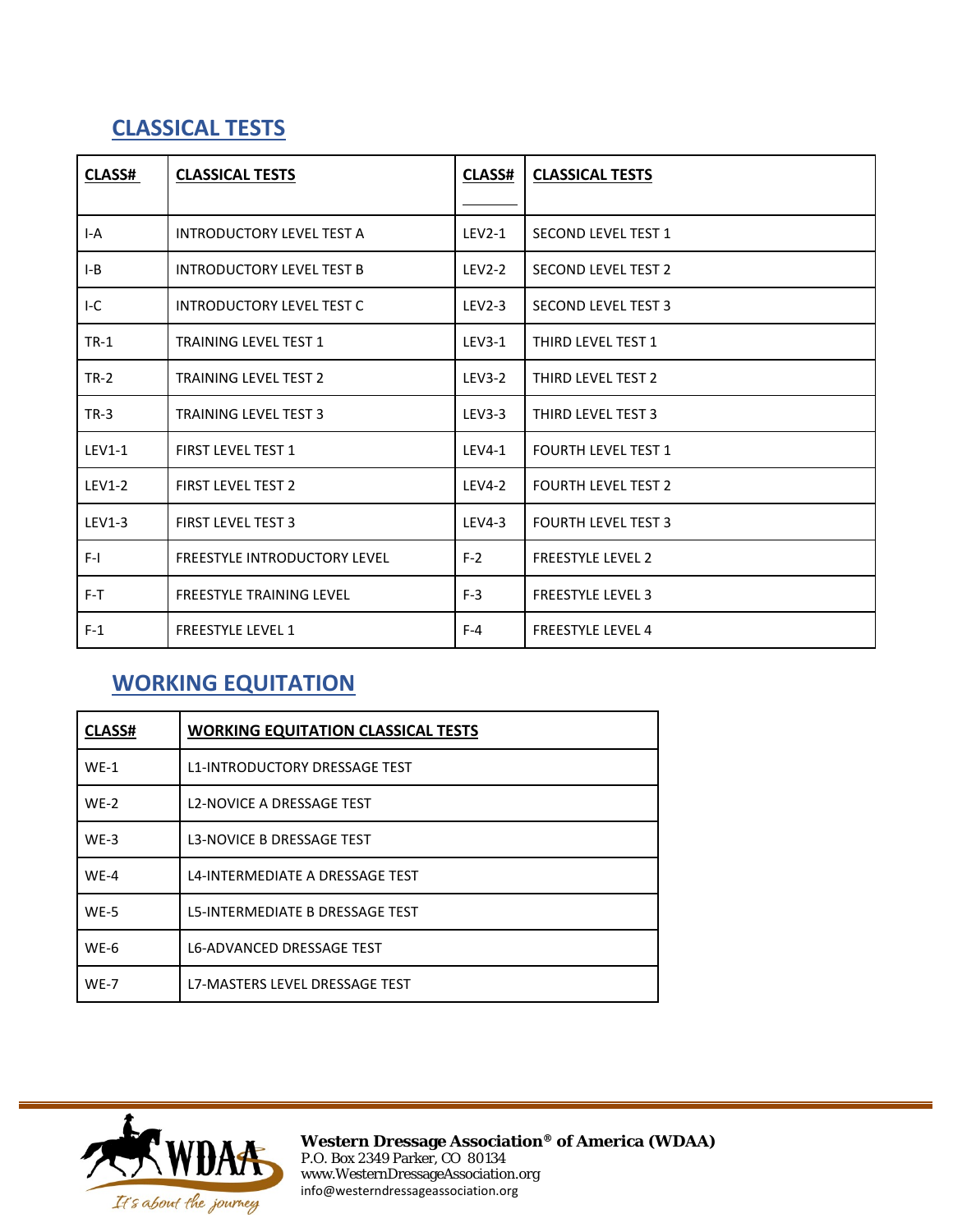## CLASSICAL TESTS

| CLASS# | CLASSICAL TESTS | CLASS# | CLASSICAL TESTS |
|---|---|---|---|
| I-A | INTRODUCTORY LEVEL TEST A | LEV2-1 | SECOND LEVEL TEST 1 |
| I-B | INTRODUCTORY LEVEL TEST B | LEV2-2 | SECOND LEVEL TEST 2 |
| I-C | INTRODUCTORY LEVEL TEST C | LEV2-3 | SECOND LEVEL TEST 3 |
| TR-1 | TRAINING LEVEL TEST 1 | LEV3-1 | THIRD LEVEL TEST 1 |
| TR-2 | TRAINING LEVEL TEST 2 | LEV3-2 | THIRD LEVEL TEST 2 |
| TR-3 | TRAINING LEVEL TEST 3 | LEV3-3 | THIRD LEVEL TEST 3 |
| LEV1-1 | FIRST LEVEL TEST 1 | LEV4-1 | FOURTH LEVEL TEST 1 |
| LEV1-2 | FIRST LEVEL TEST 2 | LEV4-2 | FOURTH LEVEL TEST 2 |
| LEV1-3 | FIRST LEVEL TEST 3 | LEV4-3 | FOURTH LEVEL TEST 3 |
| F-I | FREESTYLE INTRODUCTORY LEVEL | F-2 | FREESTYLE LEVEL 2 |
| F-T | FREESTYLE TRAINING LEVEL | F-3 | FREESTYLE LEVEL 3 |
| F-1 | FREESTYLE LEVEL 1 | F-4 | FREESTYLE LEVEL 4 |

## WORKING EQUITATION

| CLASS# | WORKING EQUITATION CLASSICAL TESTS |
|---|---|
| WE-1 | L1-INTRODUCTORY DRESSAGE TEST |
| WE-2 | L2-NOVICE A DRESSAGE TEST |
| WE-3 | L3-NOVICE B DRESSAGE TEST |
| WE-4 | L4-INTERMEDIATE A DRESSAGE TEST |
| WE-5 | L5-INTERMEDIATE B DRESSAGE TEST |
| WE-6 | L6-ADVANCED DRESSAGE TEST |
| WE-7 | L7-MASTERS LEVEL DRESSAGE TEST |

WDAA *It's about the journey*

**Western Dressage Association® of America (WDAA)**
P.O. Box 2349 Parker, CO 80134
www.WesternDressageAssociation.org
info@westerndressageassociation.org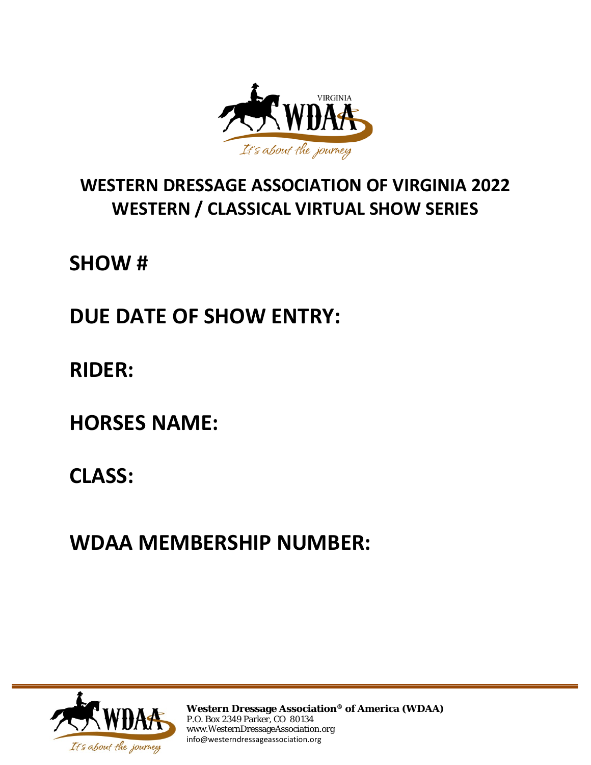VIRGINIA

WDAA

It's about the journey

# WESTERN DRESSAGE ASSOCIATION OF VIRGINIA 2022
# WESTERN / CLASSICAL VIRTUAL SHOW SERIES

## SHOW #

## DUE DATE OF SHOW ENTRY:

## RIDER:

## HORSES NAME:

## CLASS:

## WDAA MEMBERSHIP NUMBER:

---

WDAA

It's about the journey

**Western Dressage Association® of America (WDAA)**
P.O. Box 2349 Parker, CO 80134
www.WesternDressageAssociation.org
info@westerndressageassociation.org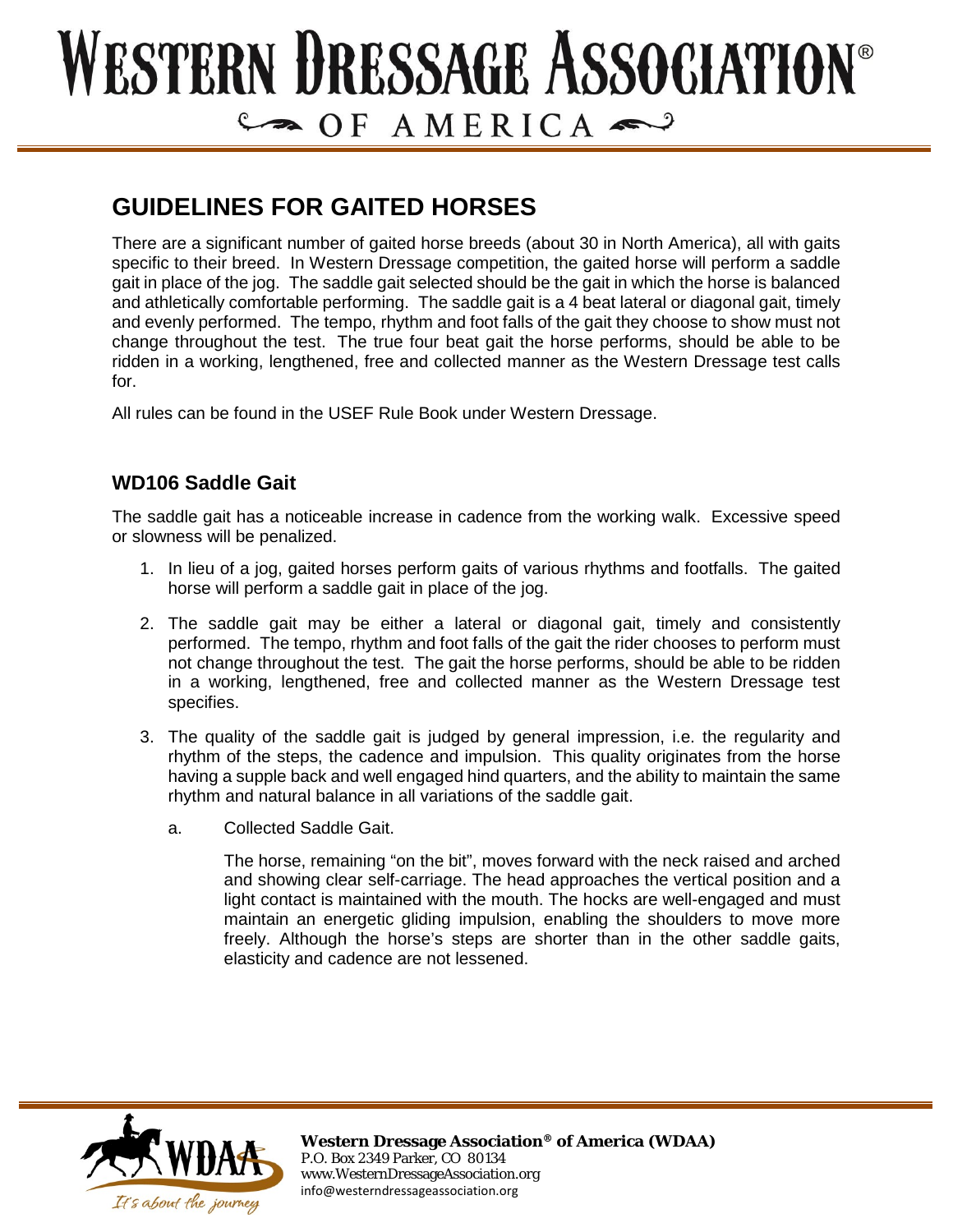# GUIDELINES FOR GAITED HORSES

There are a significant number of gaited horse breeds (about 30 in North America), all with gaits specific to their breed. In Western Dressage competition, the gaited horse will perform a saddle gait in place of the jog. The saddle gait selected should be the gait in which the horse is balanced and athletically comfortable performing. The saddle gait is a 4 beat lateral or diagonal gait, timely and evenly performed. The tempo, rhythm and foot falls of the gait they choose to show must not change throughout the test. The true four beat gait the horse performs, should be able to be ridden in a working, lengthened, free and collected manner as the Western Dressage test calls for.

All rules can be found in the USEF Rule Book under Western Dressage.

## WD106 Saddle Gait

The saddle gait has a noticeable increase in cadence from the working walk. Excessive speed or slowness will be penalized.

1. In lieu of a jog, gaited horses perform gaits of various rhythms and footfalls. The gaited horse will perform a saddle gait in place of the jog.
2. The saddle gait may be either a lateral or diagonal gait, timely and consistently performed. The tempo, rhythm and foot falls of the gait the rider chooses to perform must not change throughout the test. The gait the horse performs, should be able to be ridden in a working, lengthened, free and collected manner as the Western Dressage test specifies.
3. The quality of the saddle gait is judged by general impression, i.e. the regularity and rhythm of the steps, the cadence and impulsion. This quality originates from the horse having a supple back and well engaged hind quarters, and the ability to maintain the same rhythm and natural balance in all variations of the saddle gait.
   a. Collected Saddle Gait.

      The horse, remaining "on the bit", moves forward with the neck raised and arched and showing clear self-carriage. The head approaches the vertical position and a light contact is maintained with the mouth. The hocks are well-engaged and must maintain an energetic gliding impulsion, enabling the shoulders to move more freely. Although the horse's steps are shorter than in the other saddle gaits, elasticity and cadence are not lessened.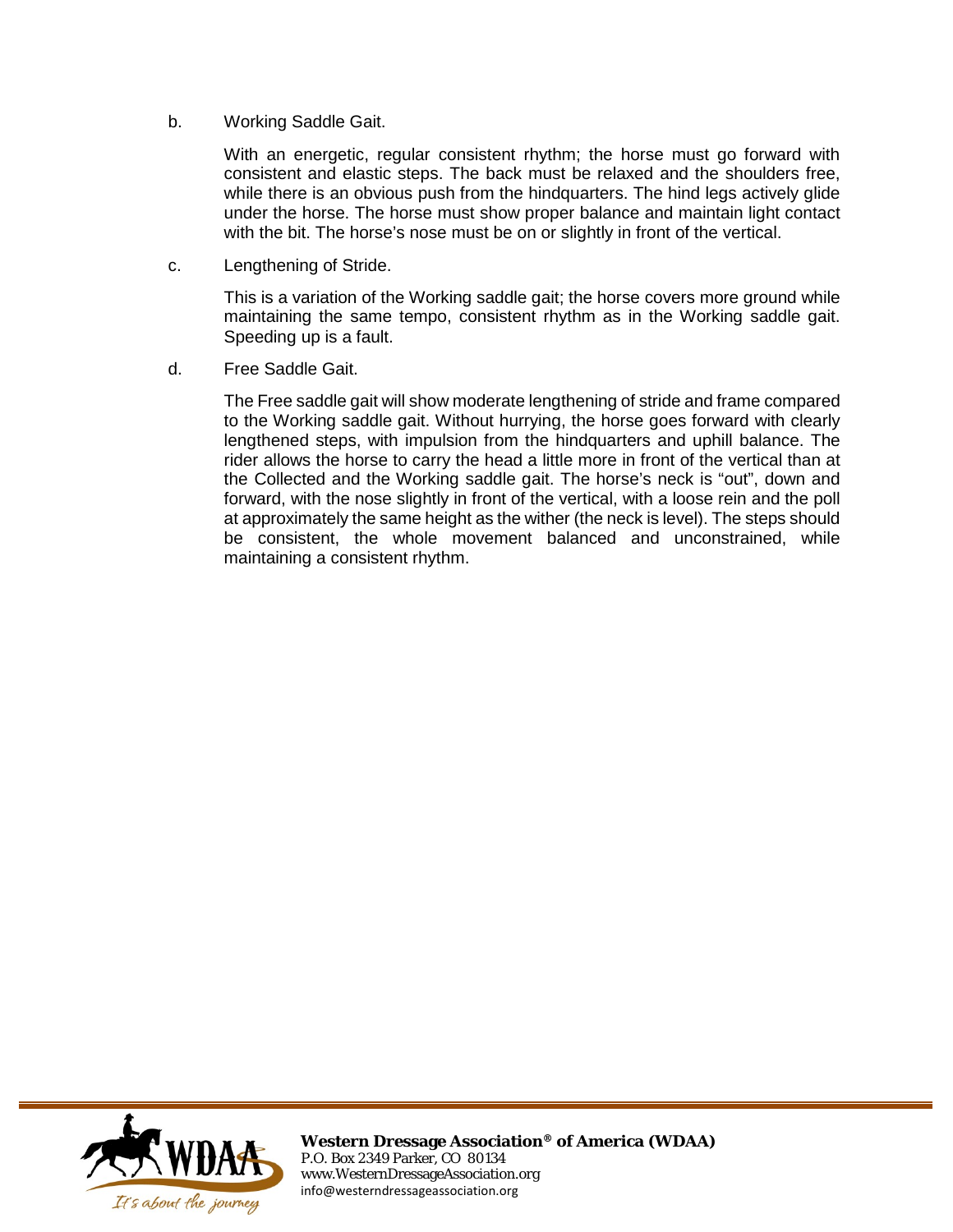b. Working Saddle Gait.

With an energetic, regular consistent rhythm; the horse must go forward with consistent and elastic steps. The back must be relaxed and the shoulders free, while there is an obvious push from the hindquarters. The hind legs actively glide under the horse. The horse must show proper balance and maintain light contact with the bit. The horse's nose must be on or slightly in front of the vertical.

c. Lengthening of Stride.

This is a variation of the Working saddle gait; the horse covers more ground while maintaining the same tempo, consistent rhythm as in the Working saddle gait. Speeding up is a fault.

d. Free Saddle Gait.

The Free saddle gait will show moderate lengthening of stride and frame compared to the Working saddle gait. Without hurrying, the horse goes forward with clearly lengthened steps, with impulsion from the hindquarters and uphill balance. The rider allows the horse to carry the head a little more in front of the vertical than at the Collected and the Working saddle gait. The horse's neck is "out", down and forward, with the nose slightly in front of the vertical, with a loose rein and the poll at approximately the same height as the wither (the neck is level). The steps should be consistent, the whole movement balanced and unconstrained, while maintaining a consistent rhythm.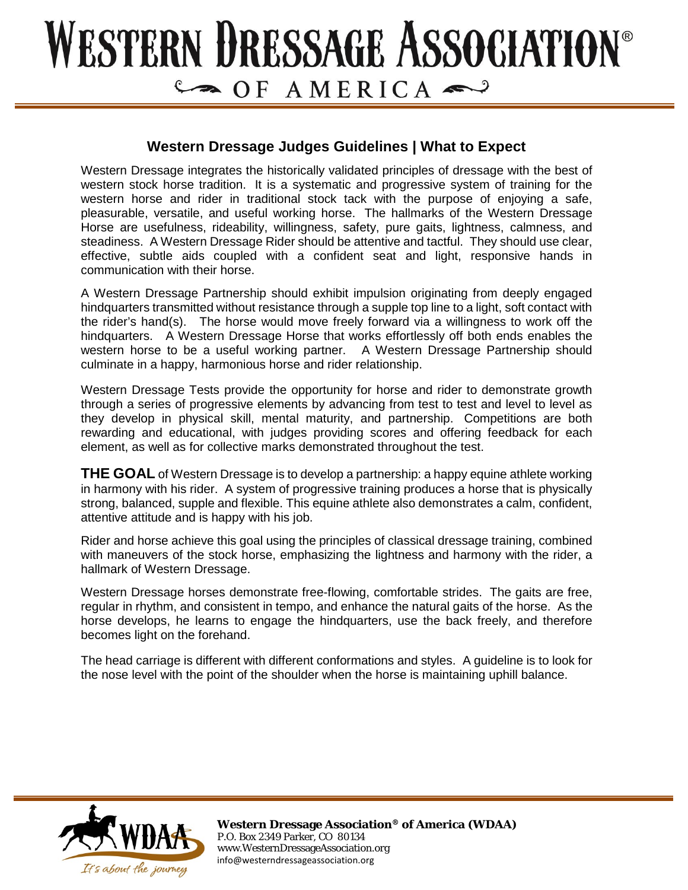# WESTERN DRESSAGE ASSOCIATION®
## OF AMERICA

### Western Dressage Judges Guidelines | What to Expect

Western Dressage integrates the historically validated principles of dressage with the best of western stock horse tradition. It is a systematic and progressive system of training for the western horse and rider in traditional stock tack with the purpose of enjoying a safe, pleasurable, versatile, and useful working horse. The hallmarks of the Western Dressage Horse are usefulness, rideability, willingness, safety, pure gaits, lightness, calmness, and steadiness. A Western Dressage Rider should be attentive and tactful. They should use clear, effective, subtle aids coupled with a confident seat and light, responsive hands in communication with their horse.

A Western Dressage Partnership should exhibit impulsion originating from deeply engaged hindquarters transmitted without resistance through a supple top line to a light, soft contact with the rider's hand(s). The horse would move freely forward via a willingness to work off the hindquarters. A Western Dressage Horse that works effortlessly off both ends enables the western horse to be a useful working partner. A Western Dressage Partnership should culminate in a happy, harmonious horse and rider relationship.

Western Dressage Tests provide the opportunity for horse and rider to demonstrate growth through a series of progressive elements by advancing from test to test and level to level as they develop in physical skill, mental maturity, and partnership. Competitions are both rewarding and educational, with judges providing scores and offering feedback for each element, as well as for collective marks demonstrated throughout the test.

**THE GOAL** of Western Dressage is to develop a partnership: a happy equine athlete working in harmony with his rider. A system of progressive training produces a horse that is physically strong, balanced, supple and flexible. This equine athlete also demonstrates a calm, confident, attentive attitude and is happy with his job.

Rider and horse achieve this goal using the principles of classical dressage training, combined with maneuvers of the stock horse, emphasizing the lightness and harmony with the rider, a hallmark of Western Dressage.

Western Dressage horses demonstrate free-flowing, comfortable strides. The gaits are free, regular in rhythm, and consistent in tempo, and enhance the natural gaits of the horse. As the horse develops, he learns to engage the hindquarters, use the back freely, and therefore becomes light on the forehand.

The head carriage is different with different conformations and styles. A guideline is to look for the nose level with the point of the shoulder when the horse is maintaining uphill balance.

WDAA — It's about the journey

**Western Dressage Association® of America (WDAA)**
P.O. Box 2349 Parker, CO 80134
www.WesternDressageAssociation.org
info@westerndressageassociation.org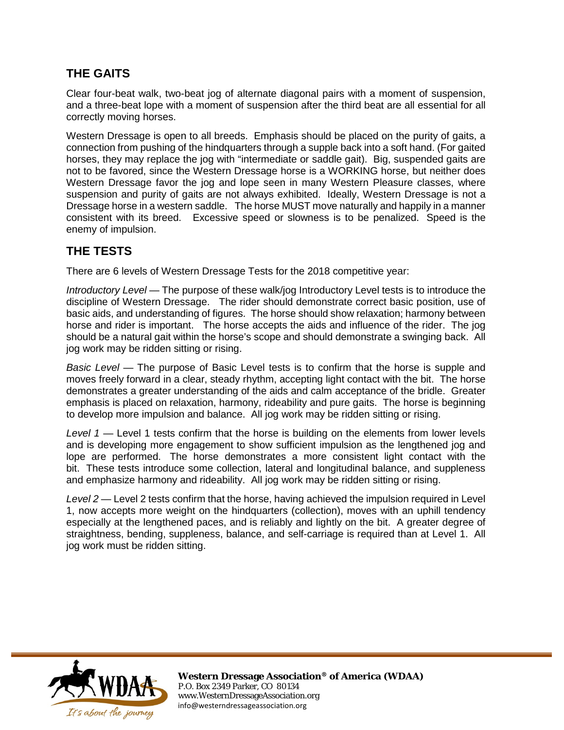## THE GAITS

Clear four-beat walk, two-beat jog of alternate diagonal pairs with a moment of suspension, and a three-beat lope with a moment of suspension after the third beat are all essential for all correctly moving horses.

Western Dressage is open to all breeds. Emphasis should be placed on the purity of gaits, a connection from pushing of the hindquarters through a supple back into a soft hand. (For gaited horses, they may replace the jog with "intermediate or saddle gait). Big, suspended gaits are not to be favored, since the Western Dressage horse is a WORKING horse, but neither does Western Dressage favor the jog and lope seen in many Western Pleasure classes, where suspension and purity of gaits are not always exhibited. Ideally, Western Dressage is not a Dressage horse in a western saddle. The horse MUST move naturally and happily in a manner consistent with its breed. Excessive speed or slowness is to be penalized. Speed is the enemy of impulsion.

## THE TESTS

There are 6 levels of Western Dressage Tests for the 2018 competitive year:

*Introductory Level* — The purpose of these walk/jog Introductory Level tests is to introduce the discipline of Western Dressage. The rider should demonstrate correct basic position, use of basic aids, and understanding of figures. The horse should show relaxation; harmony between horse and rider is important. The horse accepts the aids and influence of the rider. The jog should be a natural gait within the horse's scope and should demonstrate a swinging back. All jog work may be ridden sitting or rising.

*Basic Level* — The purpose of Basic Level tests is to confirm that the horse is supple and moves freely forward in a clear, steady rhythm, accepting light contact with the bit. The horse demonstrates a greater understanding of the aids and calm acceptance of the bridle. Greater emphasis is placed on relaxation, harmony, rideability and pure gaits. The horse is beginning to develop more impulsion and balance. All jog work may be ridden sitting or rising.

*Level 1* — Level 1 tests confirm that the horse is building on the elements from lower levels and is developing more engagement to show sufficient impulsion as the lengthened jog and lope are performed. The horse demonstrates a more consistent light contact with the bit. These tests introduce some collection, lateral and longitudinal balance, and suppleness and emphasize harmony and rideability. All jog work may be ridden sitting or rising.

*Level 2* — Level 2 tests confirm that the horse, having achieved the impulsion required in Level 1, now accepts more weight on the hindquarters (collection), moves with an uphill tendency especially at the lengthened paces, and is reliably and lightly on the bit. A greater degree of straightness, bending, suppleness, balance, and self-carriage is required than at Level 1. All jog work must be ridden sitting.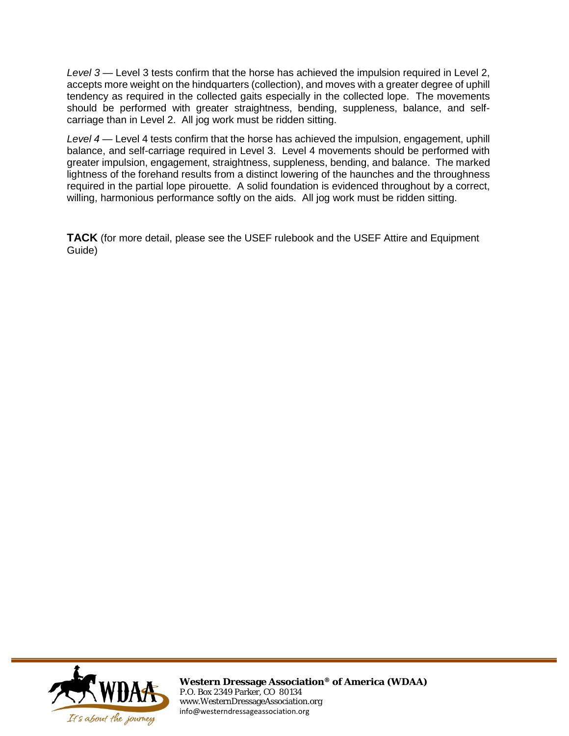*Level 3* — Level 3 tests confirm that the horse has achieved the impulsion required in Level 2, accepts more weight on the hindquarters (collection), and moves with a greater degree of uphill tendency as required in the collected gaits especially in the collected lope. The movements should be performed with greater straightness, bending, suppleness, balance, and self-carriage than in Level 2. All jog work must be ridden sitting.

*Level 4* — Level 4 tests confirm that the horse has achieved the impulsion, engagement, uphill balance, and self-carriage required in Level 3. Level 4 movements should be performed with greater impulsion, engagement, straightness, suppleness, bending, and balance. The marked lightness of the forehand results from a distinct lowering of the haunches and the throughness required in the partial lope pirouette. A solid foundation is evidenced throughout by a correct, willing, harmonious performance softly on the aids. All jog work must be ridden sitting.

**TACK** (for more detail, please see the USEF rulebook and the USEF Attire and Equipment Guide)